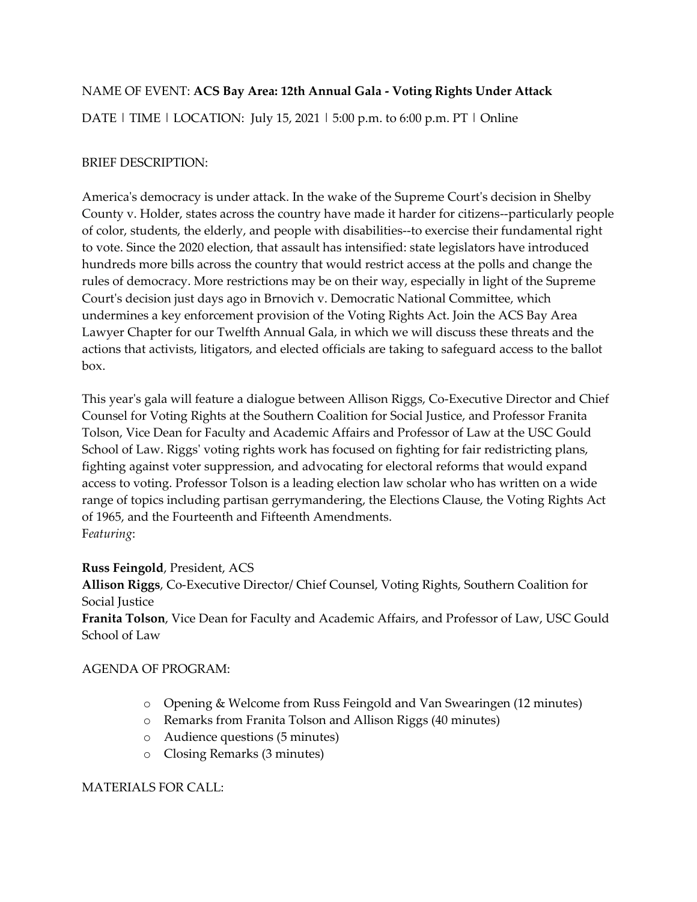NAME OF EVENT: **ACS Bay Area: 12th Annual Gala - Voting Rights Under Attack**

DATE | TIME | LOCATION: July 15, 2021 | 5:00 p.m. to 6:00 p.m. PT | Online

BRIEF DESCRIPTION:

America's democracy is under attack. In the wake of the Supreme Court's decision in Shelby County v. Holder, states across the country have made it harder for citizens--particularly people of color, students, the elderly, and people with disabilities--to exercise their fundamental right to vote. Since the 2020 election, that assault has intensified: state legislators have introduced hundreds more bills across the country that would restrict access at the polls and change the rules of democracy. More restrictions may be on their way, especially in light of the Supreme Court's decision just days ago in Brnovich v. Democratic National Committee, which undermines a key enforcement provision of the Voting Rights Act. Join the ACS Bay Area Lawyer Chapter for our Twelfth Annual Gala, in which we will discuss these threats and the actions that activists, litigators, and elected officials are taking to safeguard access to the ballot box.

This year's gala will feature a dialogue between Allison Riggs, Co-Executive Director and Chief Counsel for Voting Rights at the Southern Coalition for Social Justice, and Professor Franita Tolson, Vice Dean for Faculty and Academic Affairs and Professor of Law at the USC Gould School of Law. Riggs' voting rights work has focused on fighting for fair redistricting plans, fighting against voter suppression, and advocating for electoral reforms that would expand access to voting. Professor Tolson is a leading election law scholar who has written on a wide range of topics including partisan gerrymandering, the Elections Clause, the Voting Rights Act of 1965, and the Fourteenth and Fifteenth Amendments.

F*eaturing*:

**Russ Feingold**, President, ACS
**Allison Riggs**, Co-Executive Director/ Chief Counsel, Voting Rights, Southern Coalition for Social Justice
**Franita Tolson**, Vice Dean for Faculty and Academic Affairs, and Professor of Law, USC Gould School of Law

AGENDA OF PROGRAM:

- Opening & Welcome from Russ Feingold and Van Swearingen (12 minutes)
- Remarks from Franita Tolson and Allison Riggs (40 minutes)
- Audience questions (5 minutes)
- Closing Remarks (3 minutes)

MATERIALS FOR CALL: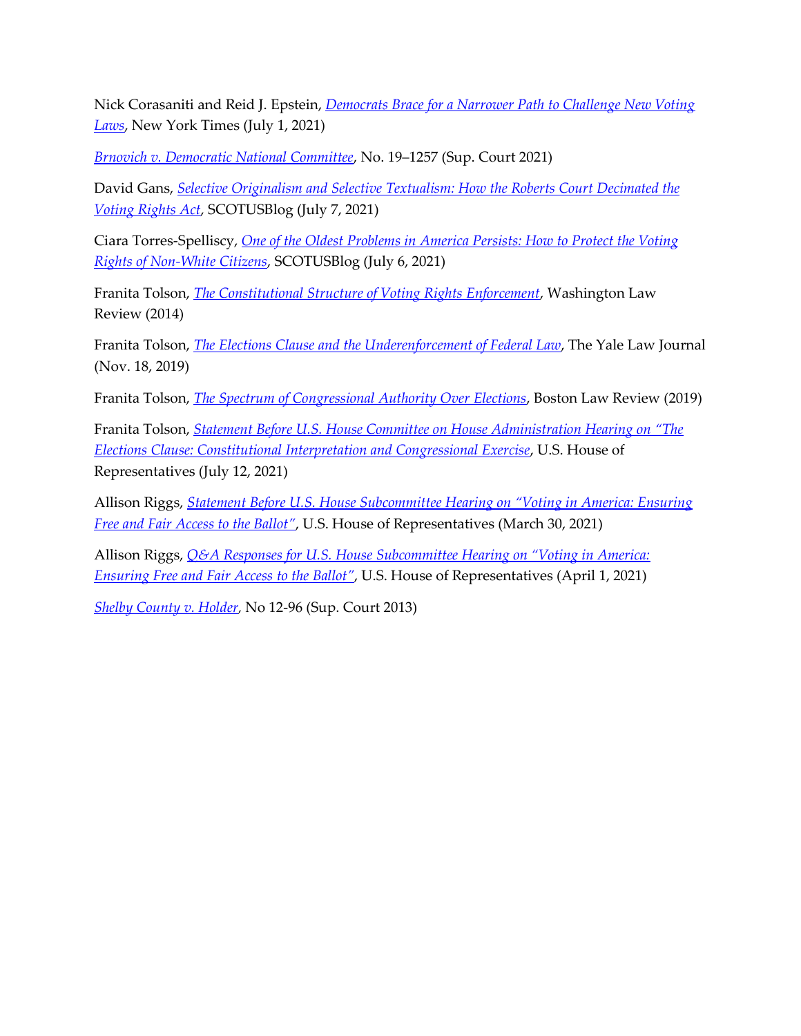Nick Corasaniti and Reid J. Epstein, *Democrats Brace for a Narrower Path to Challenge New Voting Laws*, New York Times (July 1, 2021)

*Brnovich v. Democratic National Committee*, No. 19–1257 (Sup. Court 2021)

David Gans, *Selective Originalism and Selective Textualism: How the Roberts Court Decimated the Voting Rights Act*, SCOTUSBlog (July 7, 2021)

Ciara Torres-Spelliscy, *One of the Oldest Problems in America Persists: How to Protect the Voting Rights of Non-White Citizens*, SCOTUSBlog (July 6, 2021)

Franita Tolson, *The Constitutional Structure of Voting Rights Enforcement*, Washington Law Review (2014)

Franita Tolson, *The Elections Clause and the Underenforcement of Federal Law*, The Yale Law Journal (Nov. 18, 2019)

Franita Tolson, *The Spectrum of Congressional Authority Over Elections*, Boston Law Review (2019)

Franita Tolson, *Statement Before U.S. House Committee on House Administration Hearing on "The Elections Clause: Constitutional Interpretation and Congressional Exercise*, U.S. House of Representatives (July 12, 2021)

Allison Riggs, *Statement Before U.S. House Subcommittee Hearing on "Voting in America: Ensuring Free and Fair Access to the Ballot"*, U.S. House of Representatives (March 30, 2021)

Allison Riggs, *Q&A Responses for U.S. House Subcommittee Hearing on "Voting in America: Ensuring Free and Fair Access to the Ballot"*, U.S. House of Representatives (April 1, 2021)

*Shelby County v. Holder*, No 12-96 (Sup. Court 2013)